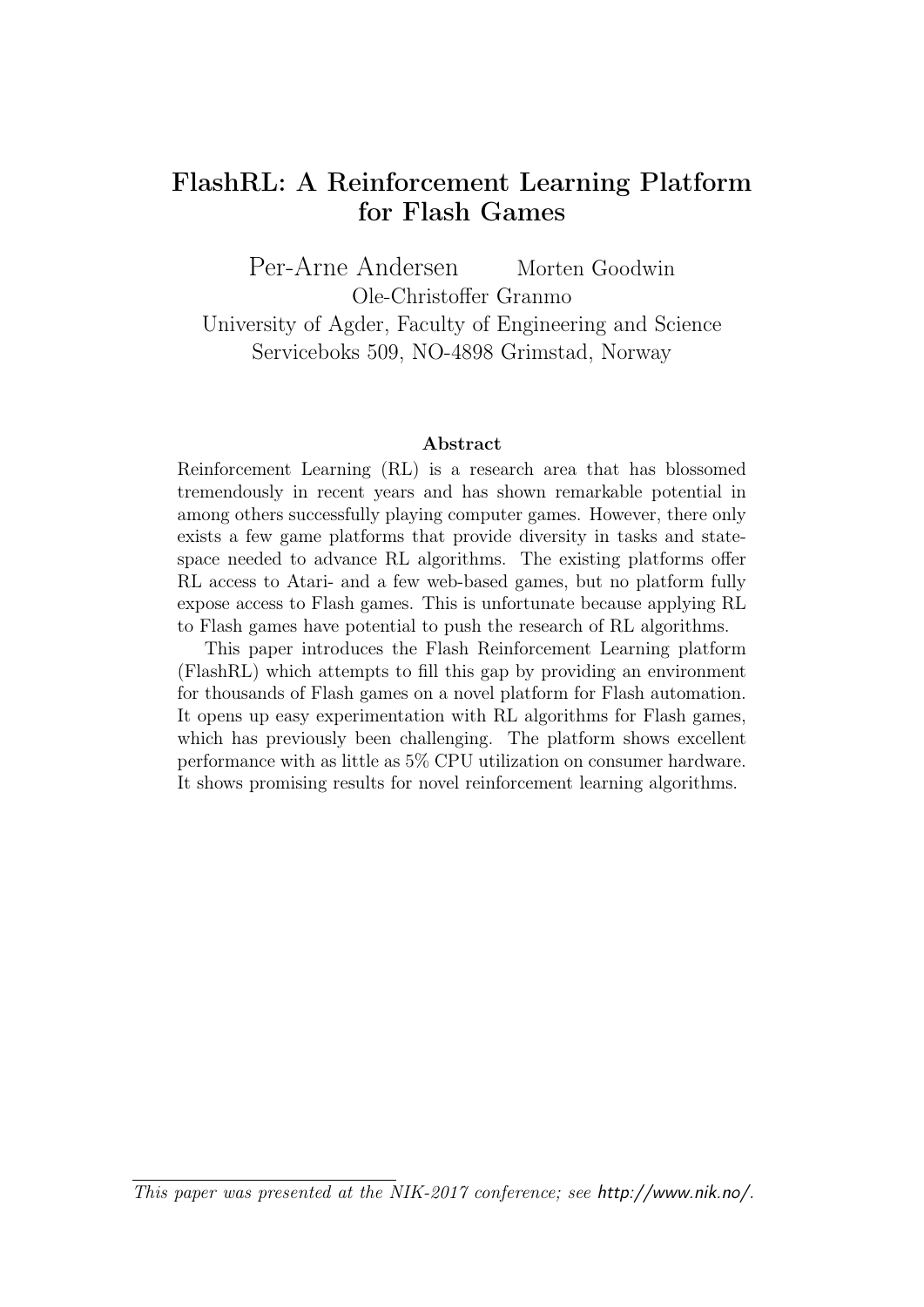# FlashRL: A Reinforcement Learning Platform for Flash Games

Per-Arne Andersen Morten Goodwin
Ole-Christoffer Granmo
University of Agder, Faculty of Engineering and Science
Serviceboks 509, NO-4898 Grimstad, Norway

### Abstract

Reinforcement Learning (RL) is a research area that has blossomed tremendously in recent years and has shown remarkable potential in among others successfully playing computer games. However, there only exists a few game platforms that provide diversity in tasks and state-space needed to advance RL algorithms. The existing platforms offer RL access to Atari- and a few web-based games, but no platform fully expose access to Flash games. This is unfortunate because applying RL to Flash games have potential to push the research of RL algorithms.

This paper introduces the Flash Reinforcement Learning platform (FlashRL) which attempts to fill this gap by providing an environment for thousands of Flash games on a novel platform for Flash automation. It opens up easy experimentation with RL algorithms for Flash games, which has previously been challenging. The platform shows excellent performance with as little as 5% CPU utilization on consumer hardware. It shows promising results for novel reinforcement learning algorithms.

*This paper was presented at the NIK-2017 conference; see* http://www.nik.no/.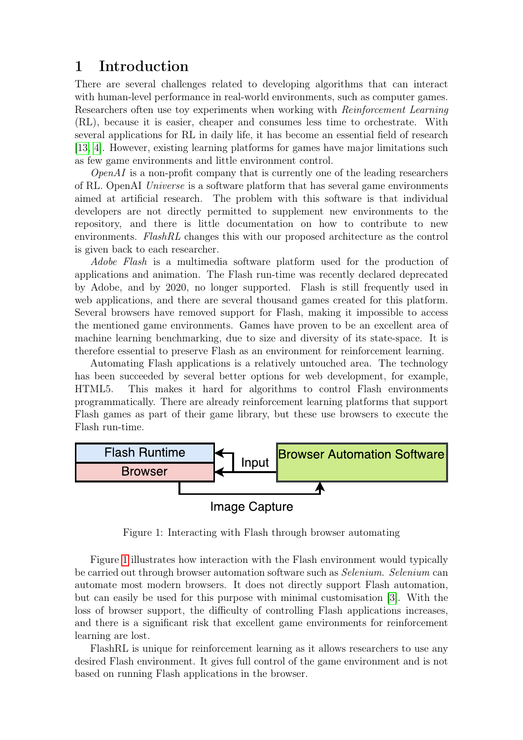# 1 Introduction

There are several challenges related to developing algorithms that can interact with human-level performance in real-world environments, such as computer games. Researchers often use toy experiments when working with *Reinforcement Learning* (RL), because it is easier, cheaper and consumes less time to orchestrate. With several applications for RL in daily life, it has become an essential field of research [13, 4]. However, existing learning platforms for games have major limitations such as few game environments and little environment control.

*OpenAI* is a non-profit company that is currently one of the leading researchers of RL. OpenAI *Universe* is a software platform that has several game environments aimed at artificial research. The problem with this software is that individual developers are not directly permitted to supplement new environments to the repository, and there is little documentation on how to contribute to new environments. *FlashRL* changes this with our proposed architecture as the control is given back to each researcher.

*Adobe Flash* is a multimedia software platform used for the production of applications and animation. The Flash run-time was recently declared deprecated by Adobe, and by 2020, no longer supported. Flash is still frequently used in web applications, and there are several thousand games created for this platform. Several browsers have removed support for Flash, making it impossible to access the mentioned game environments. Games have proven to be an excellent area of machine learning benchmarking, due to size and diversity of its state-space. It is therefore essential to preserve Flash as an environment for reinforcement learning.

Automating Flash applications is a relatively untouched area. The technology has been succeeded by several better options for web development, for example, HTML5. This makes it hard for algorithms to control Flash environments programmatically. There are already reinforcement learning platforms that support Flash games as part of their game library, but these use browsers to execute the Flash run-time.

Flash Runtime | Browser | Input | Browser Automation Software | Image Capture

Figure 1: Interacting with Flash through browser automating

Figure 1 illustrates how interaction with the Flash environment would typically be carried out through browser automation software such as *Selenium*. *Selenium* can automate most modern browsers. It does not directly support Flash automation, but can easily be used for this purpose with minimal customisation [3]. With the loss of browser support, the difficulty of controlling Flash applications increases, and there is a significant risk that excellent game environments for reinforcement learning are lost.

FlashRL is unique for reinforcement learning as it allows researchers to use any desired Flash environment. It gives full control of the game environment and is not based on running Flash applications in the browser.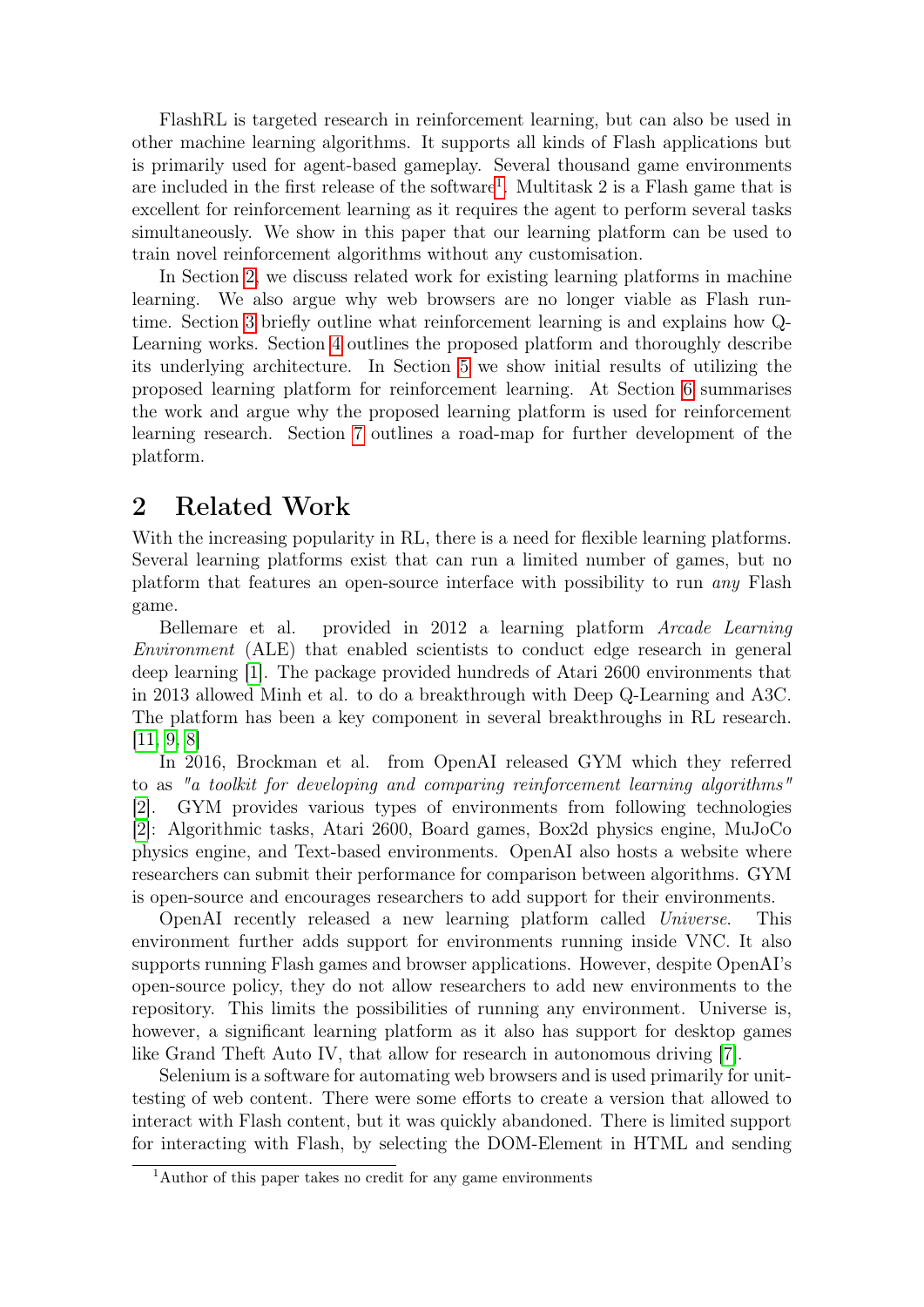FlashRL is targeted research in reinforcement learning, but can also be used in other machine learning algorithms. It supports all kinds of Flash applications but is primarily used for agent-based gameplay. Several thousand game environments are included in the first release of the software[1]. Multitask 2 is a Flash game that is excellent for reinforcement learning as it requires the agent to perform several tasks simultaneously. We show in this paper that our learning platform can be used to train novel reinforcement algorithms without any customisation.

In Section 2, we discuss related work for existing learning platforms in machine learning. We also argue why web browsers are no longer viable as Flash runtime. Section 3 briefly outline what reinforcement learning is and explains how Q-Learning works. Section 4 outlines the proposed platform and thoroughly describe its underlying architecture. In Section 5 we show initial results of utilizing the proposed learning platform for reinforcement learning. At Section 6 summarises the work and argue why the proposed learning platform is used for reinforcement learning research. Section 7 outlines a road-map for further development of the platform.

## 2 Related Work

With the increasing popularity in RL, there is a need for flexible learning platforms. Several learning platforms exist that can run a limited number of games, but no platform that features an open-source interface with possibility to run *any* Flash game.

Bellemare et al. provided in 2012 a learning platform *Arcade Learning Environment* (ALE) that enabled scientists to conduct edge research in general deep learning [1]. The package provided hundreds of Atari 2600 environments that in 2013 allowed Minh et al. to do a breakthrough with Deep Q-Learning and A3C. The platform has been a key component in several breakthroughs in RL research. [11, 9, 8]

In 2016, Brockman et al. from OpenAI released GYM which they referred to as *"a toolkit for developing and comparing reinforcement learning algorithms"* [2]. GYM provides various types of environments from following technologies [2]: Algorithmic tasks, Atari 2600, Board games, Box2d physics engine, MuJoCo physics engine, and Text-based environments. OpenAI also hosts a website where researchers can submit their performance for comparison between algorithms. GYM is open-source and encourages researchers to add support for their environments.

OpenAI recently released a new learning platform called *Universe*. This environment further adds support for environments running inside VNC. It also supports running Flash games and browser applications. However, despite OpenAI's open-source policy, they do not allow researchers to add new environments to the repository. This limits the possibilities of running any environment. Universe is, however, a significant learning platform as it also has support for desktop games like Grand Theft Auto IV, that allow for research in autonomous driving [7].

Selenium is a software for automating web browsers and is used primarily for unit-testing of web content. There were some efforts to create a version that allowed to interact with Flash content, but it was quickly abandoned. There is limited support for interacting with Flash, by selecting the DOM-Element in HTML and sending

[1] Author of this paper takes no credit for any game environments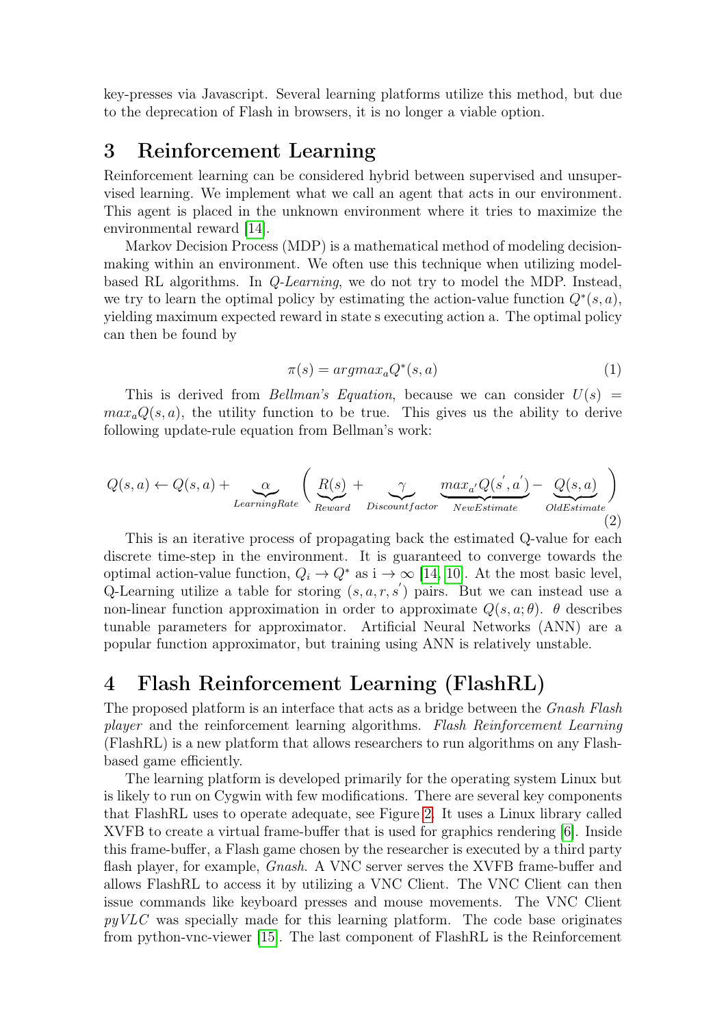key-presses via Javascript. Several learning platforms utilize this method, but due to the deprecation of Flash in browsers, it is no longer a viable option.

## 3 Reinforcement Learning

Reinforcement learning can be considered hybrid between supervised and unsupervised learning. We implement what we call an agent that acts in our environment. This agent is placed in the unknown environment where it tries to maximize the environmental reward [14].

Markov Decision Process (MDP) is a mathematical method of modeling decision-making within an environment. We often use this technique when utilizing model-based RL algorithms. In *Q-Learning*, we do not try to model the MDP. Instead, we try to learn the optimal policy by estimating the action-value function $Q^*(s, a)$, yielding maximum expected reward in state s executing action a. The optimal policy can then be found by

$$\pi(s) = argmax_a Q^*(s, a) \tag{1}$$

This is derived from *Bellman's Equation*, because we can consider $U(s) = max_a Q(s, a)$, the utility function to be true. This gives us the ability to derive following update-rule equation from Bellman's work:

$$Q(s, a) \leftarrow Q(s, a) + \underbrace{\alpha}_{LearningRate} \Bigg( \underbrace{R(s)}_{Reward} + \underbrace{\gamma}_{Discountfactor} \underbrace{max_{a'} Q(s^{'}, a^{'})}_{NewEstimate} - \underbrace{Q(s, a)}_{OldEstimate} \Bigg) \tag{2}$$

This is an iterative process of propagating back the estimated Q-value for each discrete time-step in the environment. It is guaranteed to converge towards the optimal action-value function, $Q_i \rightarrow Q^*$ as i $\rightarrow \infty$ [14, 10]. At the most basic level, Q-Learning utilize a table for storing $(s, a, r, s^{'})$ pairs. But we can instead use a non-linear function approximation in order to approximate $Q(s, a; \theta)$. $\theta$ describes tunable parameters for approximator. Artificial Neural Networks (ANN) are a popular function approximator, but training using ANN is relatively unstable.

## 4 Flash Reinforcement Learning (FlashRL)

The proposed platform is an interface that acts as a bridge between the *Gnash Flash player* and the reinforcement learning algorithms. *Flash Reinforcement Learning* (FlashRL) is a new platform that allows researchers to run algorithms on any Flash-based game efficiently.

The learning platform is developed primarily for the operating system Linux but is likely to run on Cygwin with few modifications. There are several key components that FlashRL uses to operate adequate, see Figure 2. It uses a Linux library called XVFB to create a virtual frame-buffer that is used for graphics rendering [6]. Inside this frame-buffer, a Flash game chosen by the researcher is executed by a third party flash player, for example, *Gnash*. A VNC server serves the XVFB frame-buffer and allows FlashRL to access it by utilizing a VNC Client. The VNC Client can then issue commands like keyboard presses and mouse movements. The VNC Client *pyVLC* was specially made for this learning platform. The code base originates from python-vnc-viewer [15]. The last component of FlashRL is the Reinforcement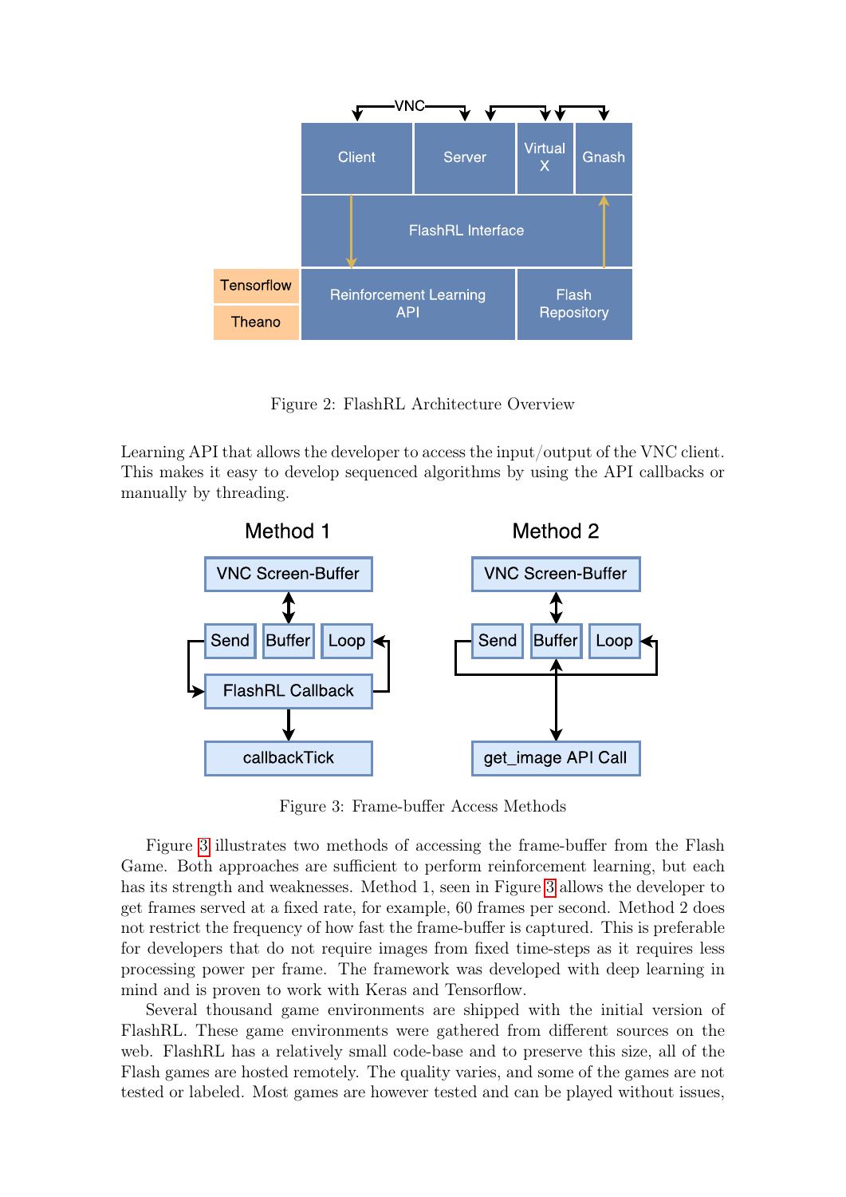Figure 2: FlashRL Architecture Overview

Learning API that allows the developer to access the input/output of the VNC client. This makes it easy to develop sequenced algorithms by using the API callbacks or manually by threading.

Figure 3: Frame-buffer Access Methods

Figure 3 illustrates two methods of accessing the frame-buffer from the Flash Game. Both approaches are sufficient to perform reinforcement learning, but each has its strength and weaknesses. Method 1, seen in Figure 3 allows the developer to get frames served at a fixed rate, for example, 60 frames per second. Method 2 does not restrict the frequency of how fast the frame-buffer is captured. This is preferable for developers that do not require images from fixed time-steps as it requires less processing power per frame. The framework was developed with deep learning in mind and is proven to work with Keras and Tensorflow.

Several thousand game environments are shipped with the initial version of FlashRL. These game environments were gathered from different sources on the web. FlashRL has a relatively small code-base and to preserve this size, all of the Flash games are hosted remotely. The quality varies, and some of the games are not tested or labeled. Most games are however tested and can be played without issues,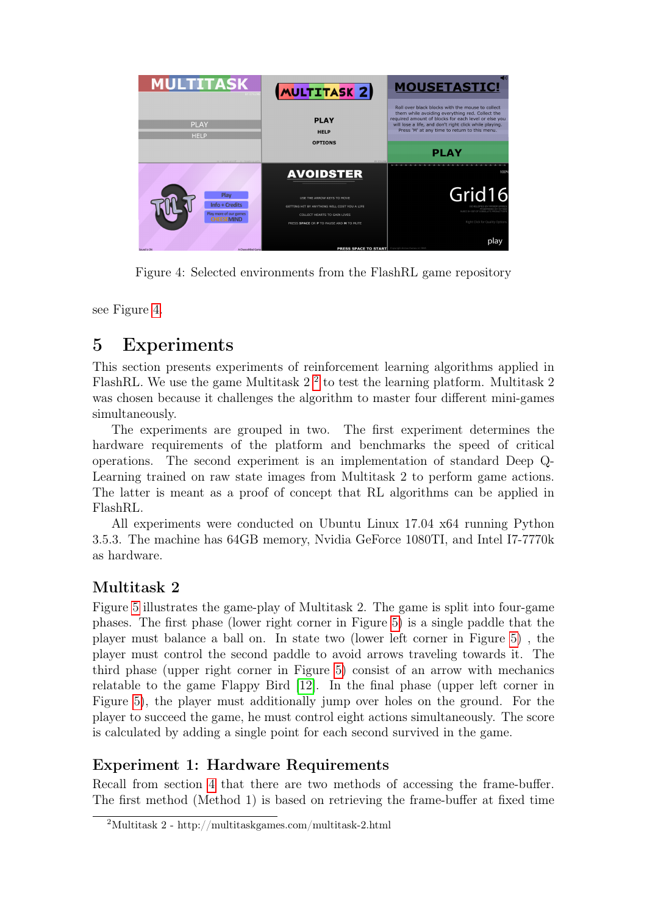Figure 4: Selected environments from the FlashRL game repository

see Figure 4.

# 5 Experiments

This section presents experiments of reinforcement learning algorithms applied in FlashRL. We use the game Multitask 2 [2] to test the learning platform. Multitask 2 was chosen because it challenges the algorithm to master four different mini-games simultaneously.

The experiments are grouped in two. The first experiment determines the hardware requirements of the platform and benchmarks the speed of critical operations. The second experiment is an implementation of standard Deep Q-Learning trained on raw state images from Multitask 2 to perform game actions. The latter is meant as a proof of concept that RL algorithms can be applied in FlashRL.

All experiments were conducted on Ubuntu Linux 17.04 x64 running Python 3.5.3. The machine has 64GB memory, Nvidia GeForce 1080TI, and Intel I7-7770k as hardware.

## Multitask 2

Figure 5 illustrates the game-play of Multitask 2. The game is split into four-game phases. The first phase (lower right corner in Figure 5) is a single paddle that the player must balance a ball on. In state two (lower left corner in Figure 5) , the player must control the second paddle to avoid arrows traveling towards it. The third phase (upper right corner in Figure 5) consist of an arrow with mechanics relatable to the game Flappy Bird [12]. In the final phase (upper left corner in Figure 5), the player must additionally jump over holes on the ground. For the player to succeed the game, he must control eight actions simultaneously. The score is calculated by adding a single point for each second survived in the game.

## Experiment 1: Hardware Requirements

Recall from section 4 that there are two methods of accessing the frame-buffer. The first method (Method 1) is based on retrieving the frame-buffer at fixed time

[2] Multitask 2 - http://multitaskgames.com/multitask-2.html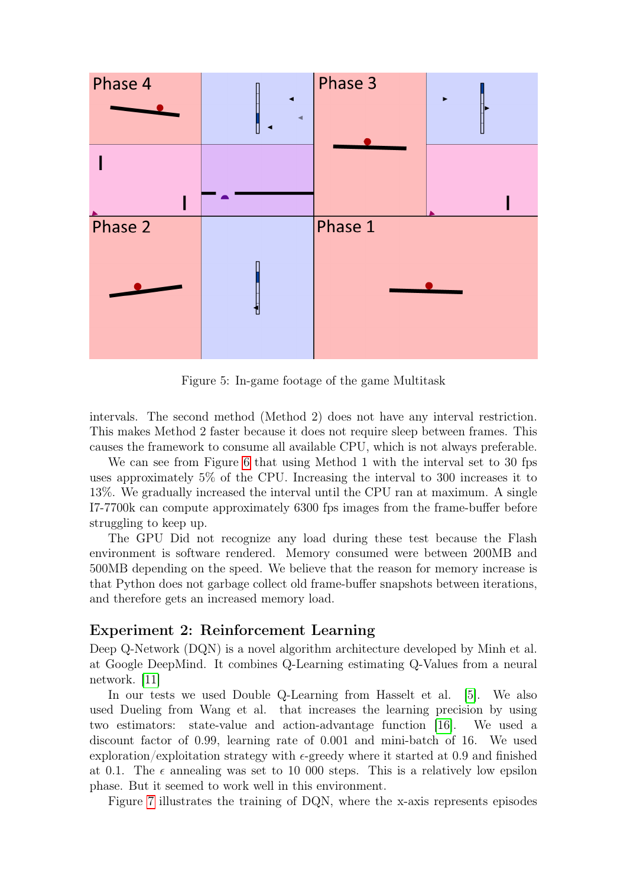Figure 5: In-game footage of the game Multitask

intervals. The second method (Method 2) does not have any interval restriction. This makes Method 2 faster because it does not require sleep between frames. This causes the framework to consume all available CPU, which is not always preferable.

We can see from Figure 6 that using Method 1 with the interval set to 30 fps uses approximately 5% of the CPU. Increasing the interval to 300 increases it to 13%. We gradually increased the interval until the CPU ran at maximum. A single I7-7700k can compute approximately 6300 fps images from the frame-buffer before struggling to keep up.

The GPU Did not recognize any load during these test because the Flash environment is software rendered. Memory consumed were between 200MB and 500MB depending on the speed. We believe that the reason for memory increase is that Python does not garbage collect old frame-buffer snapshots between iterations, and therefore gets an increased memory load.

## Experiment 2: Reinforcement Learning

Deep Q-Network (DQN) is a novel algorithm architecture developed by Minh et al. at Google DeepMind. It combines Q-Learning estimating Q-Values from a neural network. [11]

In our tests we used Double Q-Learning from Hasselt et al. [5]. We also used Dueling from Wang et al. that increases the learning precision by using two estimators: state-value and action-advantage function [16]. We used a discount factor of 0.99, learning rate of 0.001 and mini-batch of 16. We used exploration/exploitation strategy with $\epsilon$-greedy where it started at 0.9 and finished at 0.1. The $\epsilon$ annealing was set to 10 000 steps. This is a relatively low epsilon phase. But it seemed to work well in this environment.

Figure 7 illustrates the training of DQN, where the x-axis represents episodes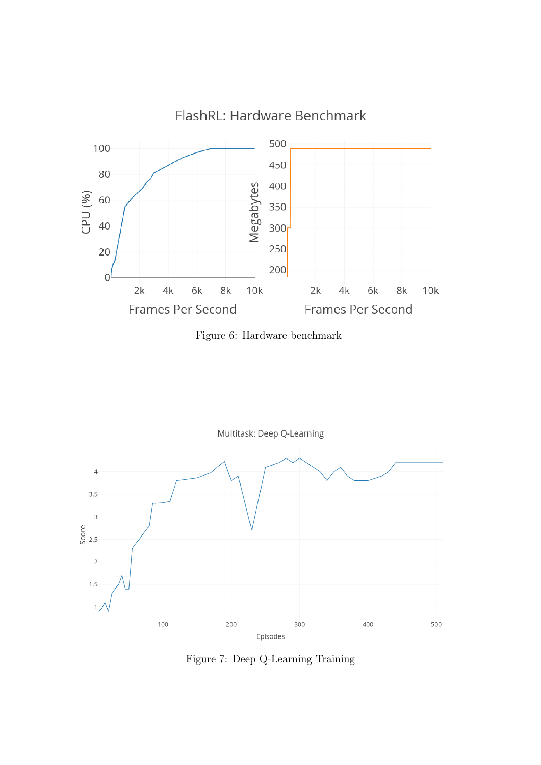Figure 6: Hardware benchmark

Figure 7: Deep Q-Learning Training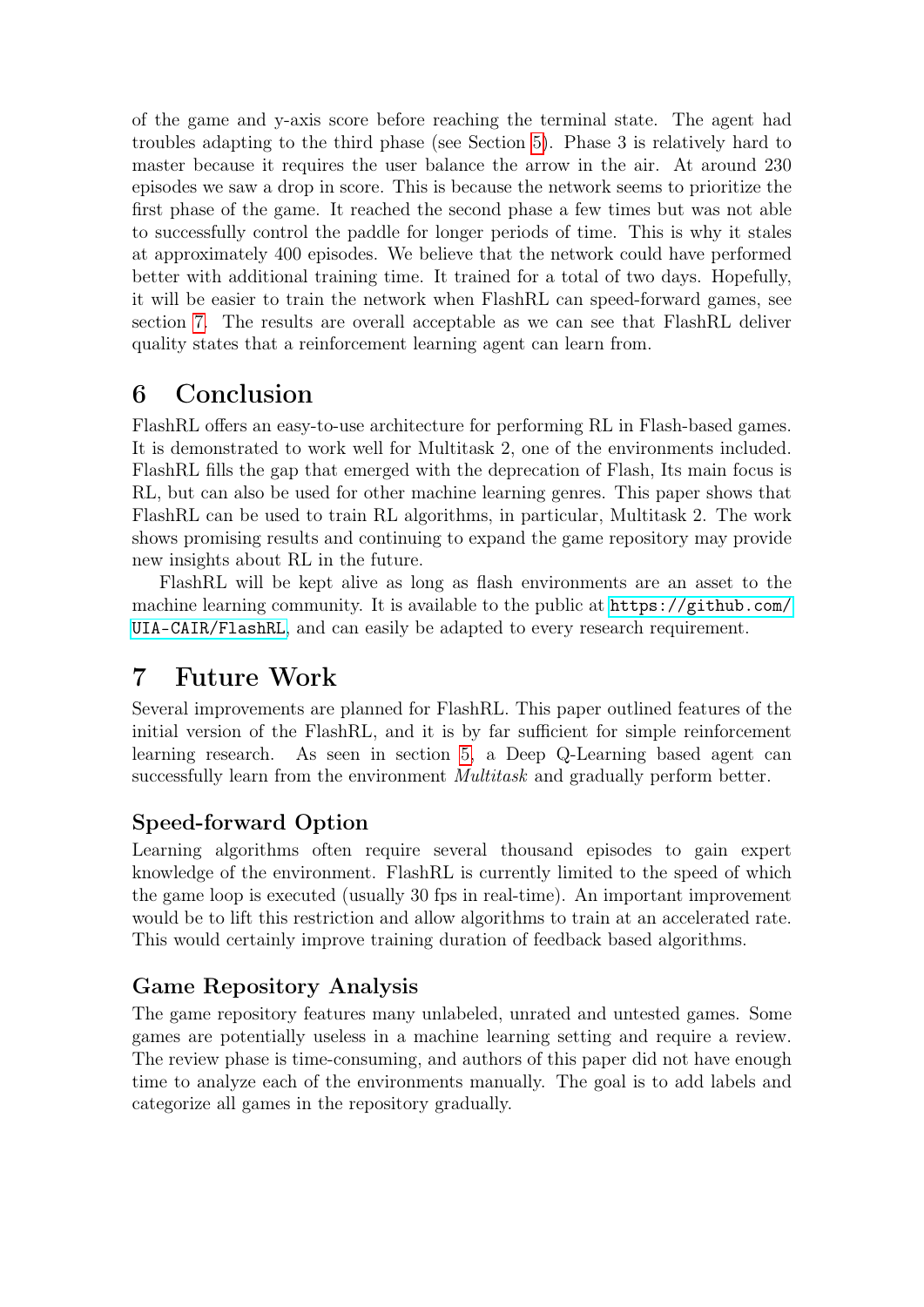of the game and y-axis score before reaching the terminal state. The agent had troubles adapting to the third phase (see Section 5). Phase 3 is relatively hard to master because it requires the user balance the arrow in the air. At around 230 episodes we saw a drop in score. This is because the network seems to prioritize the first phase of the game. It reached the second phase a few times but was not able to successfully control the paddle for longer periods of time. This is why it stales at approximately 400 episodes. We believe that the network could have performed better with additional training time. It trained for a total of two days. Hopefully, it will be easier to train the network when FlashRL can speed-forward games, see section 7. The results are overall acceptable as we can see that FlashRL deliver quality states that a reinforcement learning agent can learn from.

# 6 Conclusion

FlashRL offers an easy-to-use architecture for performing RL in Flash-based games. It is demonstrated to work well for Multitask 2, one of the environments included. FlashRL fills the gap that emerged with the deprecation of Flash, Its main focus is RL, but can also be used for other machine learning genres. This paper shows that FlashRL can be used to train RL algorithms, in particular, Multitask 2. The work shows promising results and continuing to expand the game repository may provide new insights about RL in the future.

FlashRL will be kept alive as long as flash environments are an asset to the machine learning community. It is available to the public at https://github.com/UIA-CAIR/FlashRL, and can easily be adapted to every research requirement.

# 7 Future Work

Several improvements are planned for FlashRL. This paper outlined features of the initial version of the FlashRL, and it is by far sufficient for simple reinforcement learning research. As seen in section 5, a Deep Q-Learning based agent can successfully learn from the environment *Multitask* and gradually perform better.

## Speed-forward Option

Learning algorithms often require several thousand episodes to gain expert knowledge of the environment. FlashRL is currently limited to the speed of which the game loop is executed (usually 30 fps in real-time). An important improvement would be to lift this restriction and allow algorithms to train at an accelerated rate. This would certainly improve training duration of feedback based algorithms.

## Game Repository Analysis

The game repository features many unlabeled, unrated and untested games. Some games are potentially useless in a machine learning setting and require a review. The review phase is time-consuming, and authors of this paper did not have enough time to analyze each of the environments manually. The goal is to add labels and categorize all games in the repository gradually.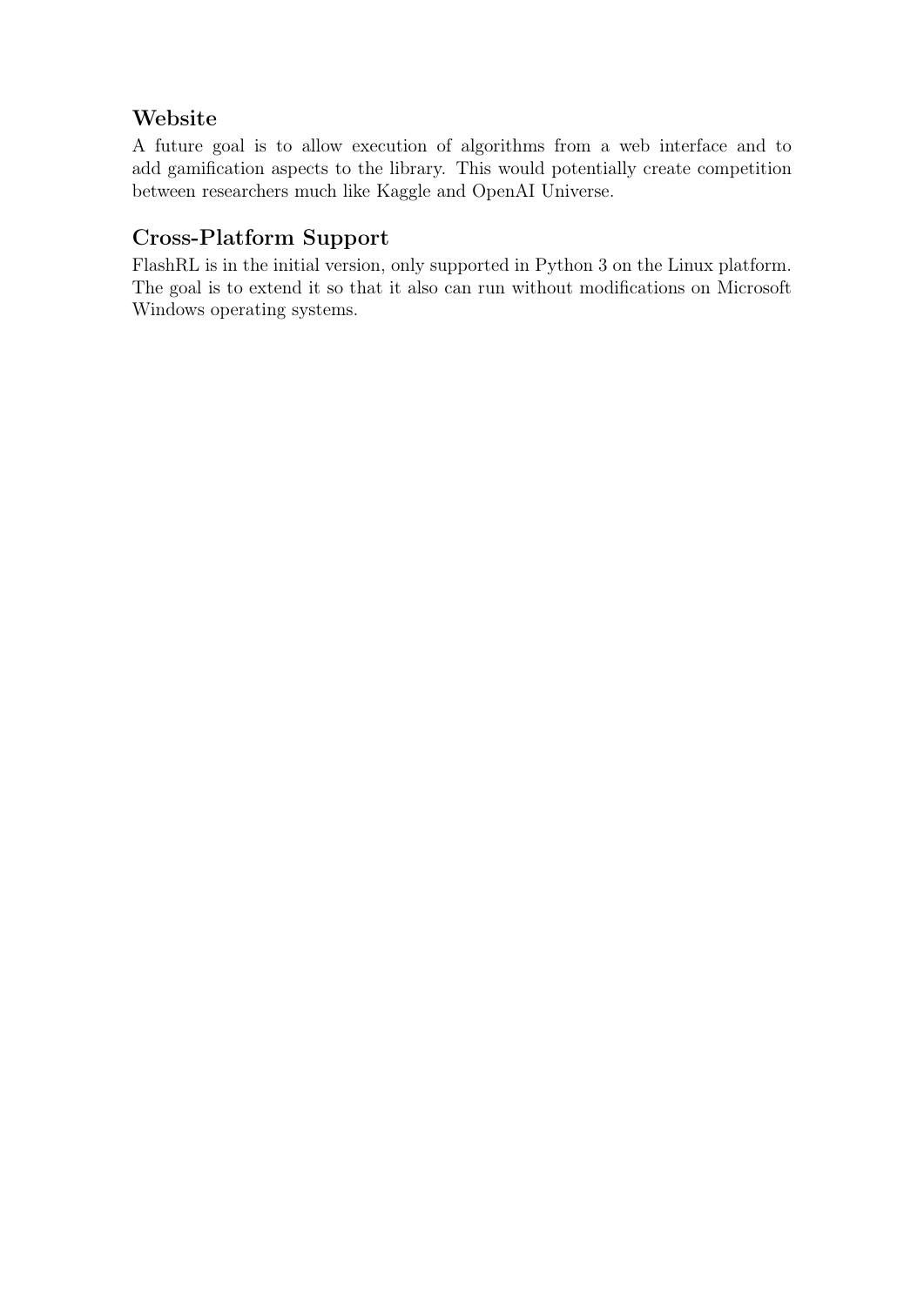### Website

A future goal is to allow execution of algorithms from a web interface and to add gamification aspects to the library. This would potentially create competition between researchers much like Kaggle and OpenAI Universe.

### Cross-Platform Support

FlashRL is in the initial version, only supported in Python 3 on the Linux platform. The goal is to extend it so that it also can run without modifications on Microsoft Windows operating systems.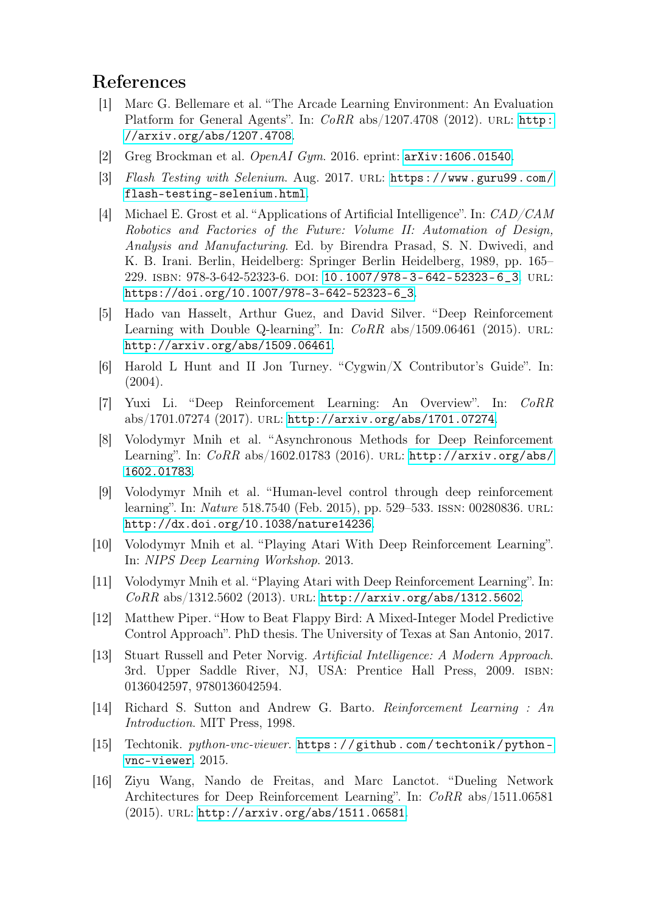# References

[1] Marc G. Bellemare et al. "The Arcade Learning Environment: An Evaluation Platform for General Agents". In: *CoRR* abs/1207.4708 (2012). URL: http://arxiv.org/abs/1207.4708.

[2] Greg Brockman et al. *OpenAI Gym*. 2016. eprint: arXiv:1606.01540.

[3] *Flash Testing with Selenium*. Aug. 2017. URL: https://www.guru99.com/flash-testing-selenium.html.

[4] Michael E. Grost et al. "Applications of Artificial Intelligence". In: *CAD/CAM Robotics and Factories of the Future: Volume II: Automation of Design, Analysis and Manufacturing*. Ed. by Birendra Prasad, S. N. Dwivedi, and K. B. Irani. Berlin, Heidelberg: Springer Berlin Heidelberg, 1989, pp. 165–229. ISBN: 978-3-642-52323-6. DOI: 10.1007/978-3-642-52323-6_3. URL: https://doi.org/10.1007/978-3-642-52323-6_3.

[5] Hado van Hasselt, Arthur Guez, and David Silver. "Deep Reinforcement Learning with Double Q-learning". In: *CoRR* abs/1509.06461 (2015). URL: http://arxiv.org/abs/1509.06461.

[6] Harold L Hunt and II Jon Turney. "Cygwin/X Contributor's Guide". In: (2004).

[7] Yuxi Li. "Deep Reinforcement Learning: An Overview". In: *CoRR* abs/1701.07274 (2017). URL: http://arxiv.org/abs/1701.07274.

[8] Volodymyr Mnih et al. "Asynchronous Methods for Deep Reinforcement Learning". In: *CoRR* abs/1602.01783 (2016). URL: http://arxiv.org/abs/1602.01783.

[9] Volodymyr Mnih et al. "Human-level control through deep reinforcement learning". In: *Nature* 518.7540 (Feb. 2015), pp. 529–533. ISSN: 00280836. URL: http://dx.doi.org/10.1038/nature14236.

[10] Volodymyr Mnih et al. "Playing Atari With Deep Reinforcement Learning". In: *NIPS Deep Learning Workshop*. 2013.

[11] Volodymyr Mnih et al. "Playing Atari with Deep Reinforcement Learning". In: *CoRR* abs/1312.5602 (2013). URL: http://arxiv.org/abs/1312.5602.

[12] Matthew Piper. "How to Beat Flappy Bird: A Mixed-Integer Model Predictive Control Approach". PhD thesis. The University of Texas at San Antonio, 2017.

[13] Stuart Russell and Peter Norvig. *Artificial Intelligence: A Modern Approach*. 3rd. Upper Saddle River, NJ, USA: Prentice Hall Press, 2009. ISBN: 0136042597, 9780136042594.

[14] Richard S. Sutton and Andrew G. Barto. *Reinforcement Learning : An Introduction*. MIT Press, 1998.

[15] Techtonik. *python-vnc-viewer*. https://github.com/techtonik/python-vnc-viewer. 2015.

[16] Ziyu Wang, Nando de Freitas, and Marc Lanctot. "Dueling Network Architectures for Deep Reinforcement Learning". In: *CoRR* abs/1511.06581 (2015). URL: http://arxiv.org/abs/1511.06581.